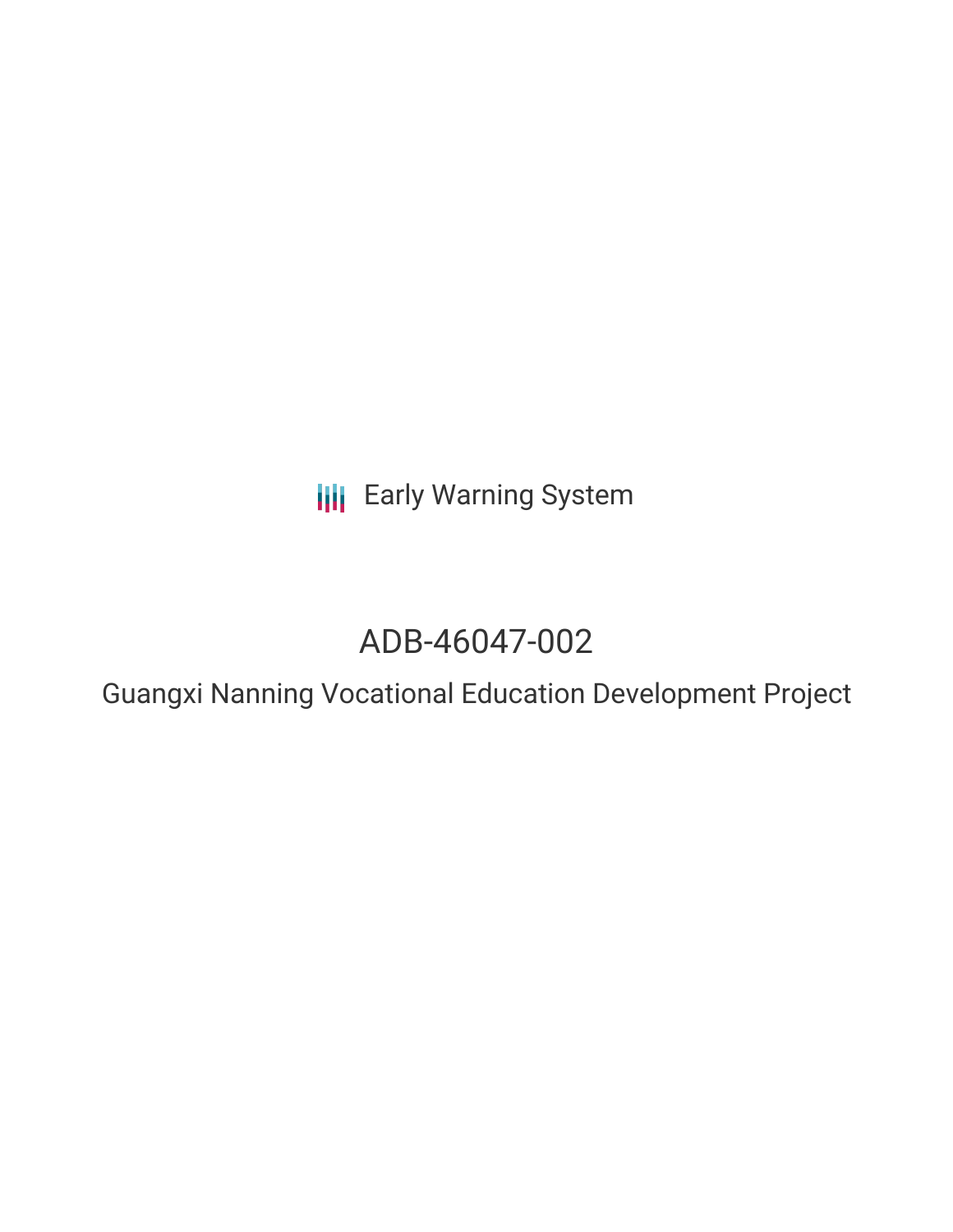Early Warning System

# ADB-46047-002

## Guangxi Nanning Vocational Education Development Project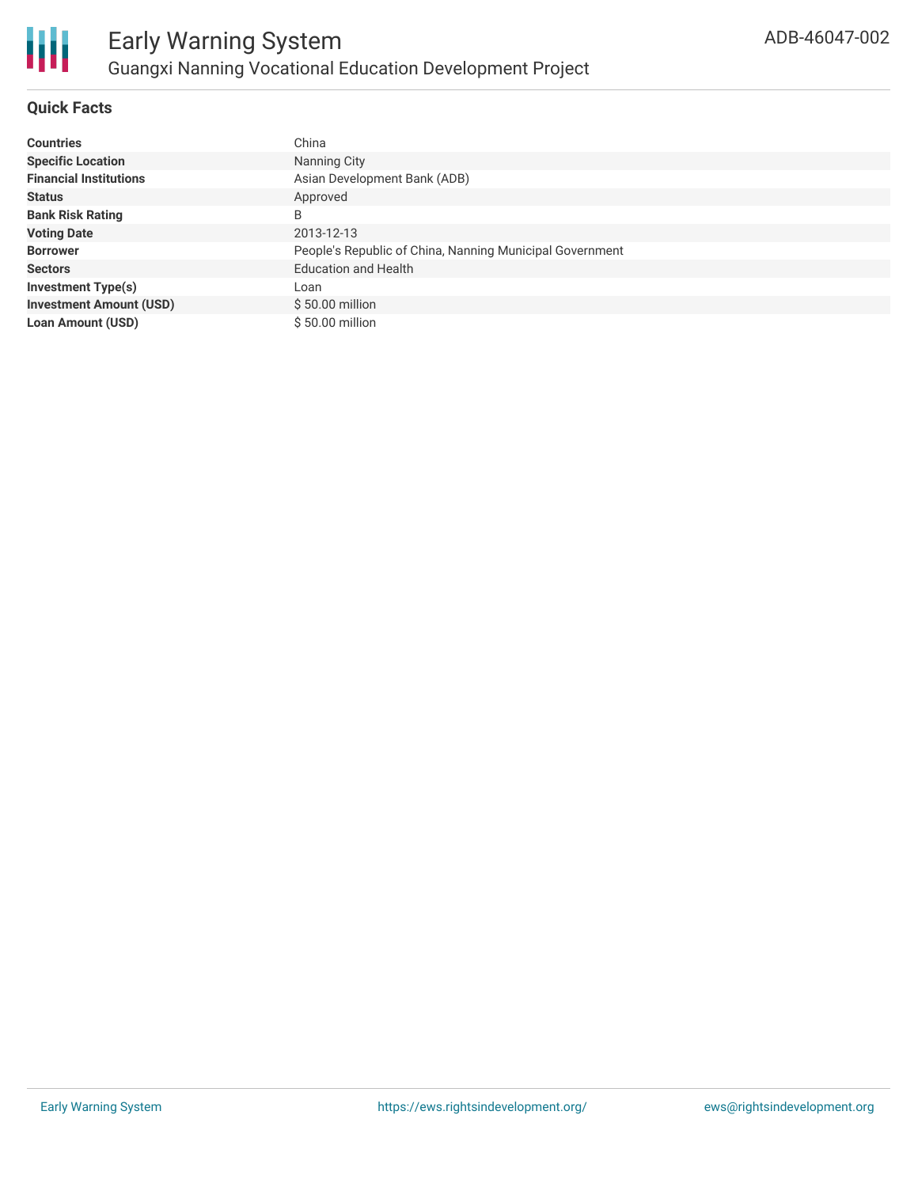# Early Warning System

## Guangxi Nanning Vocational Education Development Project

ADB-46047-002

### Quick Facts

| | |
|---|---|
| **Countries** | China |
| **Specific Location** | Nanning City |
| **Financial Institutions** | Asian Development Bank (ADB) |
| **Status** | Approved |
| **Bank Risk Rating** | B |
| **Voting Date** | 2013-12-13 |
| **Borrower** | People's Republic of China, Nanning Municipal Government |
| **Sectors** | Education and Health |
| **Investment Type(s)** | Loan |
| **Investment Amount (USD)** | $ 50.00 million |
| **Loan Amount (USD)** | $ 50.00 million |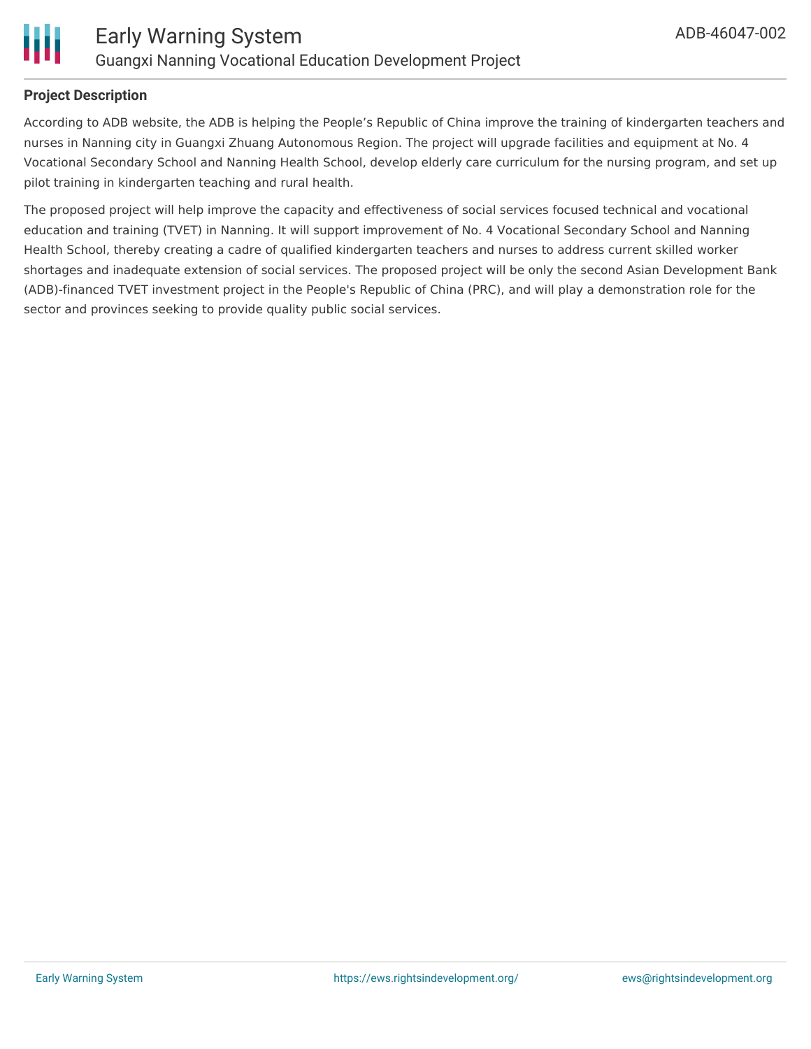**Project Description**

According to ADB website, the ADB is helping the People's Republic of China improve the training of kindergarten teachers and nurses in Nanning city in Guangxi Zhuang Autonomous Region. The project will upgrade facilities and equipment at No. 4 Vocational Secondary School and Nanning Health School, develop elderly care curriculum for the nursing program, and set up pilot training in kindergarten teaching and rural health.

The proposed project will help improve the capacity and effectiveness of social services focused technical and vocational education and training (TVET) in Nanning. It will support improvement of No. 4 Vocational Secondary School and Nanning Health School, thereby creating a cadre of qualified kindergarten teachers and nurses to address current skilled worker shortages and inadequate extension of social services. The proposed project will be only the second Asian Development Bank (ADB)-financed TVET investment project in the People's Republic of China (PRC), and will play a demonstration role for the sector and provinces seeking to provide quality public social services.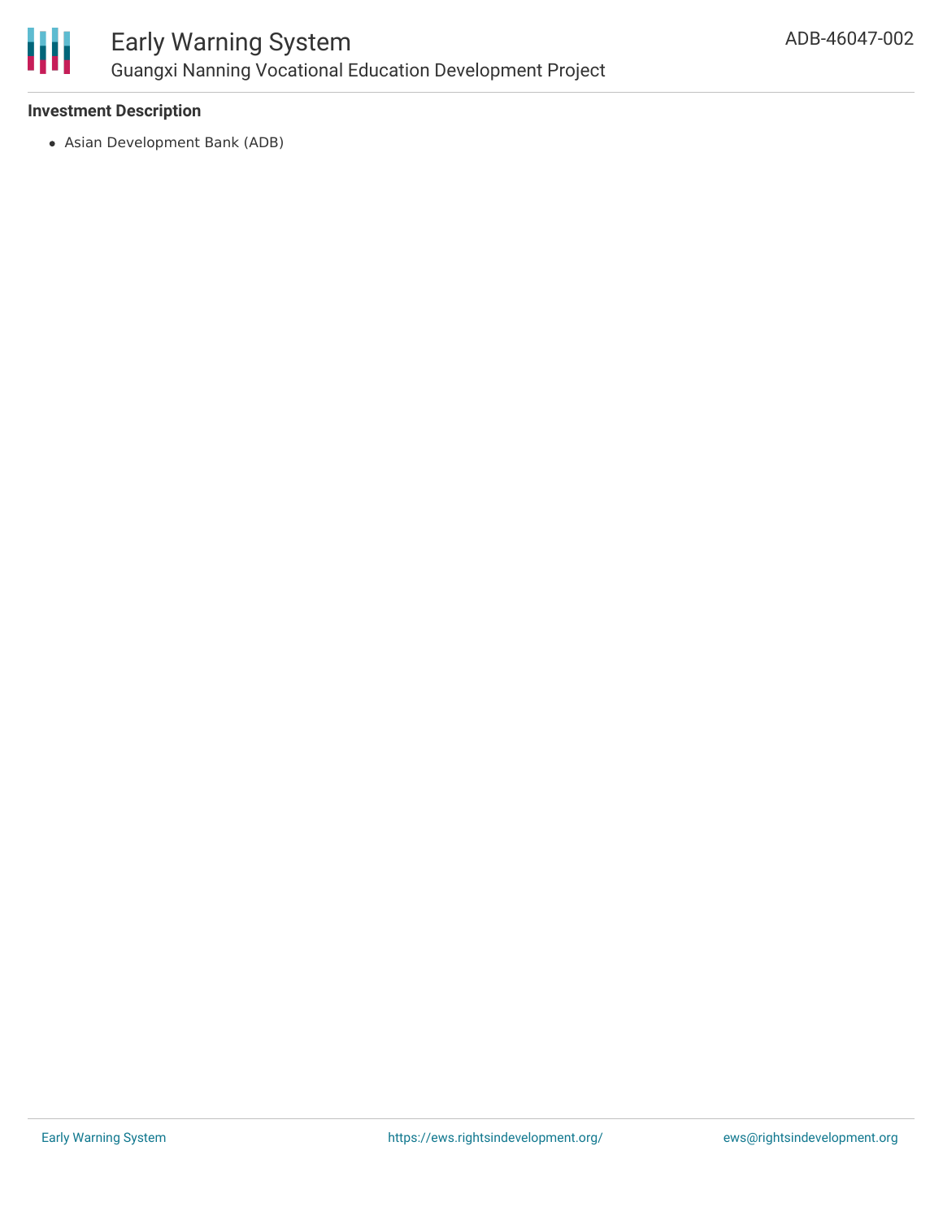### Investment Description

- Asian Development Bank (ADB)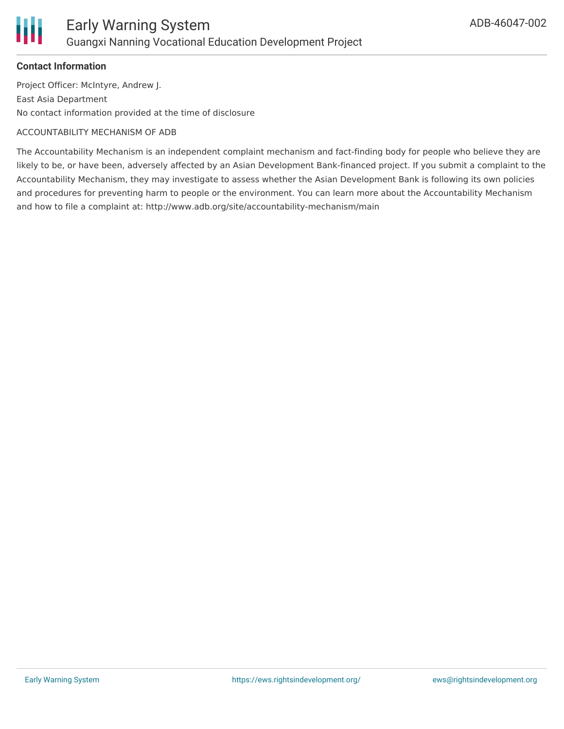**Contact Information**

Project Officer: McIntyre, Andrew J.

East Asia Department

No contact information provided at the time of disclosure

ACCOUNTABILITY MECHANISM OF ADB

The Accountability Mechanism is an independent complaint mechanism and fact-finding body for people who believe they are likely to be, or have been, adversely affected by an Asian Development Bank-financed project. If you submit a complaint to the Accountability Mechanism, they may investigate to assess whether the Asian Development Bank is following its own policies and procedures for preventing harm to people or the environment. You can learn more about the Accountability Mechanism and how to file a complaint at: http://www.adb.org/site/accountability-mechanism/main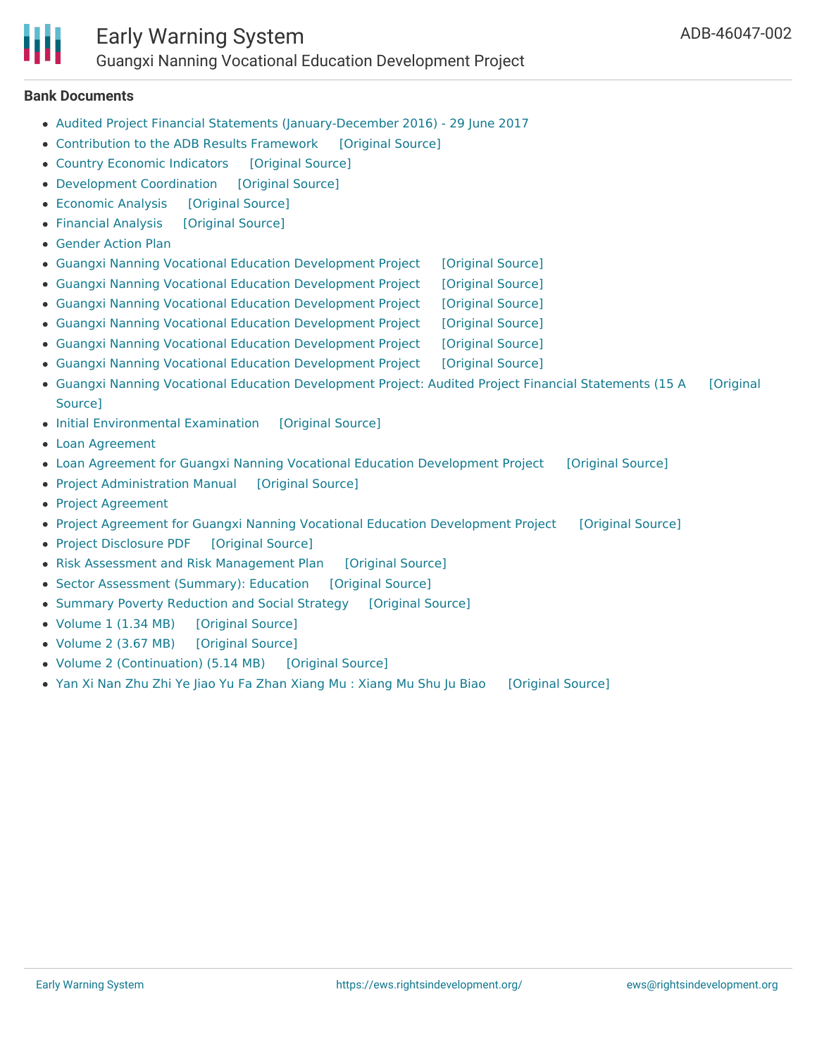## Bank Documents

- Audited Project Financial Statements (January-December 2016) - 29 June 2017
- Contribution to the ADB Results Framework [Original Source]
- Country Economic Indicators [Original Source]
- Development Coordination [Original Source]
- Economic Analysis [Original Source]
- Financial Analysis [Original Source]
- Gender Action Plan
- Guangxi Nanning Vocational Education Development Project [Original Source]
- Guangxi Nanning Vocational Education Development Project [Original Source]
- Guangxi Nanning Vocational Education Development Project [Original Source]
- Guangxi Nanning Vocational Education Development Project [Original Source]
- Guangxi Nanning Vocational Education Development Project [Original Source]
- Guangxi Nanning Vocational Education Development Project [Original Source]
- Guangxi Nanning Vocational Education Development Project: Audited Project Financial Statements (15 A [Original Source]
- Initial Environmental Examination [Original Source]
- Loan Agreement
- Loan Agreement for Guangxi Nanning Vocational Education Development Project [Original Source]
- Project Administration Manual [Original Source]
- Project Agreement
- Project Agreement for Guangxi Nanning Vocational Education Development Project [Original Source]
- Project Disclosure PDF [Original Source]
- Risk Assessment and Risk Management Plan [Original Source]
- Sector Assessment (Summary): Education [Original Source]
- Summary Poverty Reduction and Social Strategy [Original Source]
- Volume 1 (1.34 MB) [Original Source]
- Volume 2 (3.67 MB) [Original Source]
- Volume 2 (Continuation) (5.14 MB) [Original Source]
- Yan Xi Nan Zhu Zhi Ye Jiao Yu Fa Zhan Xiang Mu : Xiang Mu Shu Ju Biao [Original Source]